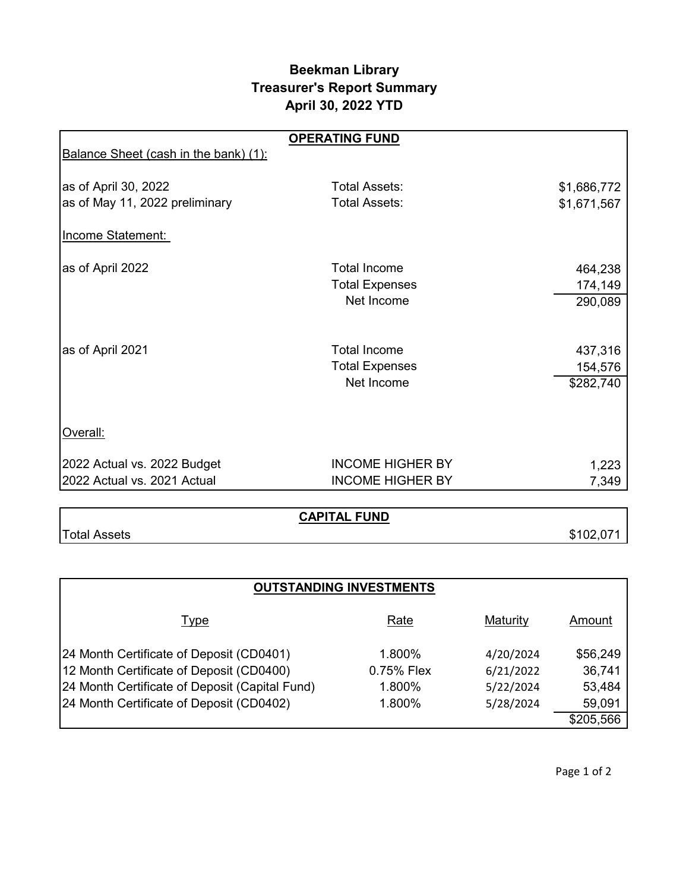# Beekman Library
## Treasurer's Report Summary
## April 30, 2022 YTD

### OPERATING FUND

| | | |
|---|---|---|
| Balance Sheet (cash in the bank) (1): | | |
| as of April 30, 2022 | Total Assets: | $1,686,772 |
| as of May 11, 2022 preliminary | Total Assets: | $1,671,567 |
| Income Statement: | | |
| as of April 2022 | Total Income | 464,238 |
| | Total Expenses | 174,149 |
| | Net Income | 290,089 |
| as of April 2021 | Total Income | 437,316 |
| | Total Expenses | 154,576 |
| | Net Income | $282,740 |
| Overall: | | |
| 2022 Actual vs. 2022 Budget | INCOME HIGHER BY | 1,223 |
| 2022 Actual vs. 2021 Actual | INCOME HIGHER BY | 7,349 |

### CAPITAL FUND

| | |
|---|---|
| Total Assets | $102,071 |

### OUTSTANDING INVESTMENTS

| Type | Rate | Maturity | Amount |
|---|---|---|---|
| 24 Month Certificate of Deposit (CD0401) | 1.800% | 4/20/2024 | $56,249 |
| 12 Month Certificate of Deposit (CD0400) | 0.75% Flex | 6/21/2022 | 36,741 |
| 24 Month Certificate of Deposit (Capital Fund) | 1.800% | 5/22/2024 | 53,484 |
| 24 Month Certificate of Deposit (CD0402) | 1.800% | 5/28/2024 | 59,091 |
| | | | $205,566 |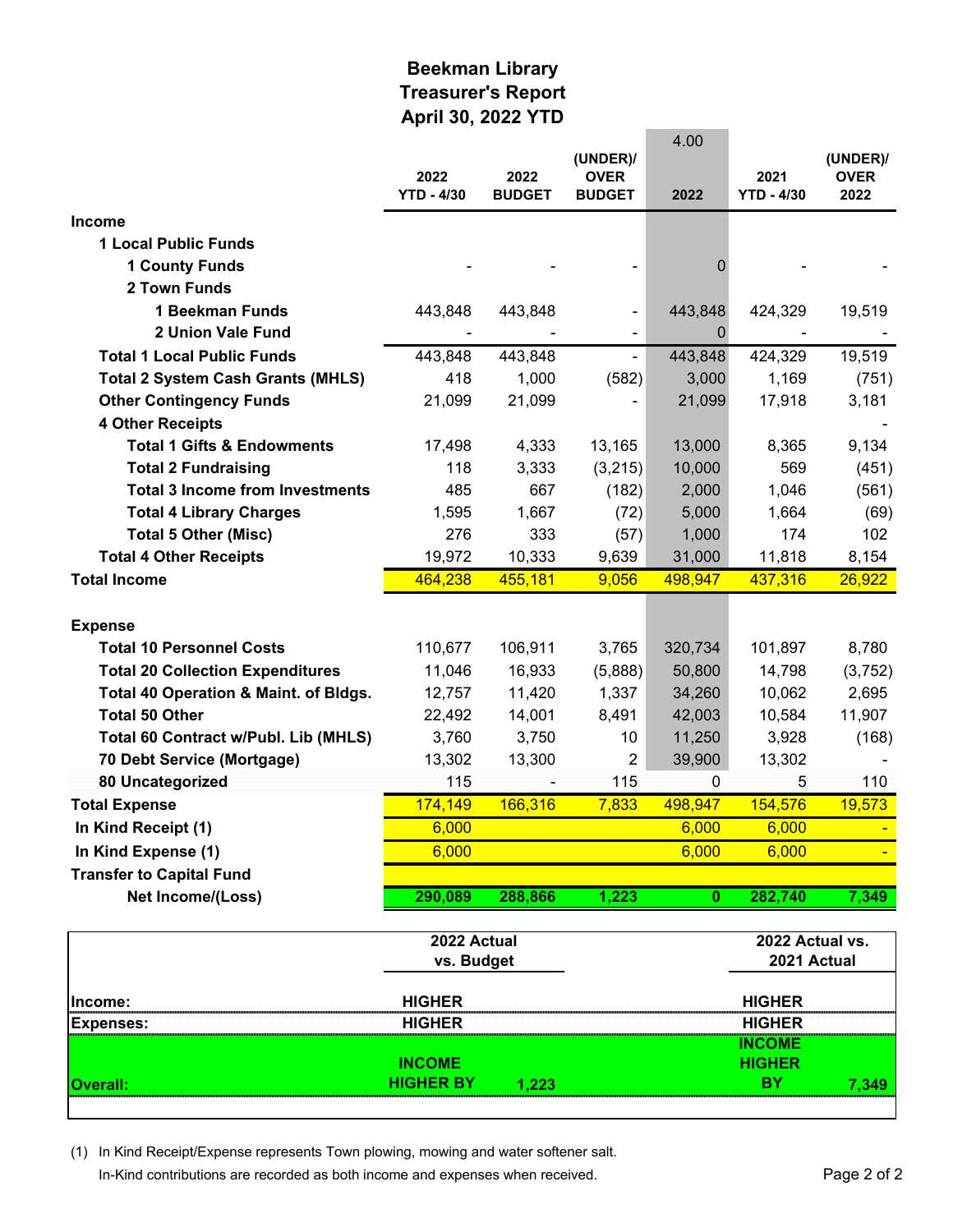# Beekman Library
## Treasurer's Report
## April 30, 2022 YTD

| | 2022 YTD - 4/30 | 2022 BUDGET | (UNDER)/ OVER BUDGET | 4.00 2022 | 2021 YTD - 4/30 | (UNDER)/ OVER 2022 |
|---|---|---|---|---|---|---|
| **Income** | | | | | | |
| **1 Local Public Funds** | | | | | | |
| **1 County Funds** | - | - | - | 0 | - | - |
| **2 Town Funds** | | | | | | |
| **1 Beekman Funds** | 443,848 | 443,848 | - | 443,848 | 424,329 | 19,519 |
| **2 Union Vale Fund** | - | - | - | 0 | - | - |
| **Total 1 Local Public Funds** | 443,848 | 443,848 | - | 443,848 | 424,329 | 19,519 |
| **Total 2 System Cash Grants (MHLS)** | 418 | 1,000 | (582) | 3,000 | 1,169 | (751) |
| **Other Contingency Funds** | 21,099 | 21,099 | - | 21,099 | 17,918 | 3,181 |
| **4 Other Receipts** | | | | | | - |
| **Total 1 Gifts & Endowments** | 17,498 | 4,333 | 13,165 | 13,000 | 8,365 | 9,134 |
| **Total 2 Fundraising** | 118 | 3,333 | (3,215) | 10,000 | 569 | (451) |
| **Total 3 Income from Investments** | 485 | 667 | (182) | 2,000 | 1,046 | (561) |
| **Total 4 Library Charges** | 1,595 | 1,667 | (72) | 5,000 | 1,664 | (69) |
| **Total 5 Other (Misc)** | 276 | 333 | (57) | 1,000 | 174 | 102 |
| **Total 4 Other Receipts** | 19,972 | 10,333 | 9,639 | 31,000 | 11,818 | 8,154 |
| **Total Income** | 464,238 | 455,181 | 9,056 | 498,947 | 437,316 | 26,922 |
| **Expense** | | | | | | |
| **Total 10 Personnel Costs** | 110,677 | 106,911 | 3,765 | 320,734 | 101,897 | 8,780 |
| **Total 20 Collection Expenditures** | 11,046 | 16,933 | (5,888) | 50,800 | 14,798 | (3,752) |
| **Total 40 Operation & Maint. of Bldgs.** | 12,757 | 11,420 | 1,337 | 34,260 | 10,062 | 2,695 |
| **Total 50 Other** | 22,492 | 14,001 | 8,491 | 42,003 | 10,584 | 11,907 |
| **Total 60 Contract w/Publ. Lib (MHLS)** | 3,760 | 3,750 | 10 | 11,250 | 3,928 | (168) |
| **70 Debt Service (Mortgage)** | 13,302 | 13,300 | 2 | 39,900 | 13,302 | - |
| **80 Uncategorized** | 115 | - | 115 | 0 | 5 | 110 |
| **Total Expense** | 174,149 | 166,316 | 7,833 | 498,947 | 154,576 | 19,573 |
| **In Kind Receipt (1)** | 6,000 | | | 6,000 | 6,000 | - |
| **In Kind Expense (1)** | 6,000 | | | 6,000 | 6,000 | - |
| **Transfer to Capital Fund** | | | | | | |
| **Net Income/(Loss)** | **290,089** | **288,866** | **1,223** | **0** | **282,740** | **7,349** |

| | 2022 Actual vs. Budget | | 2022 Actual vs. 2021 Actual | |
|---|---|---|---|---|
| **Income:** | **HIGHER** | | **HIGHER** | |
| **Expenses:** | **HIGHER** | | **HIGHER** | |
| **Overall:** | **INCOME HIGHER BY** | **1,223** | **INCOME HIGHER BY** | **7,349** |

(1) In Kind Receipt/Expense represents Town plowing, mowing and water softener salt.
In-Kind contributions are recorded as both income and expenses when received.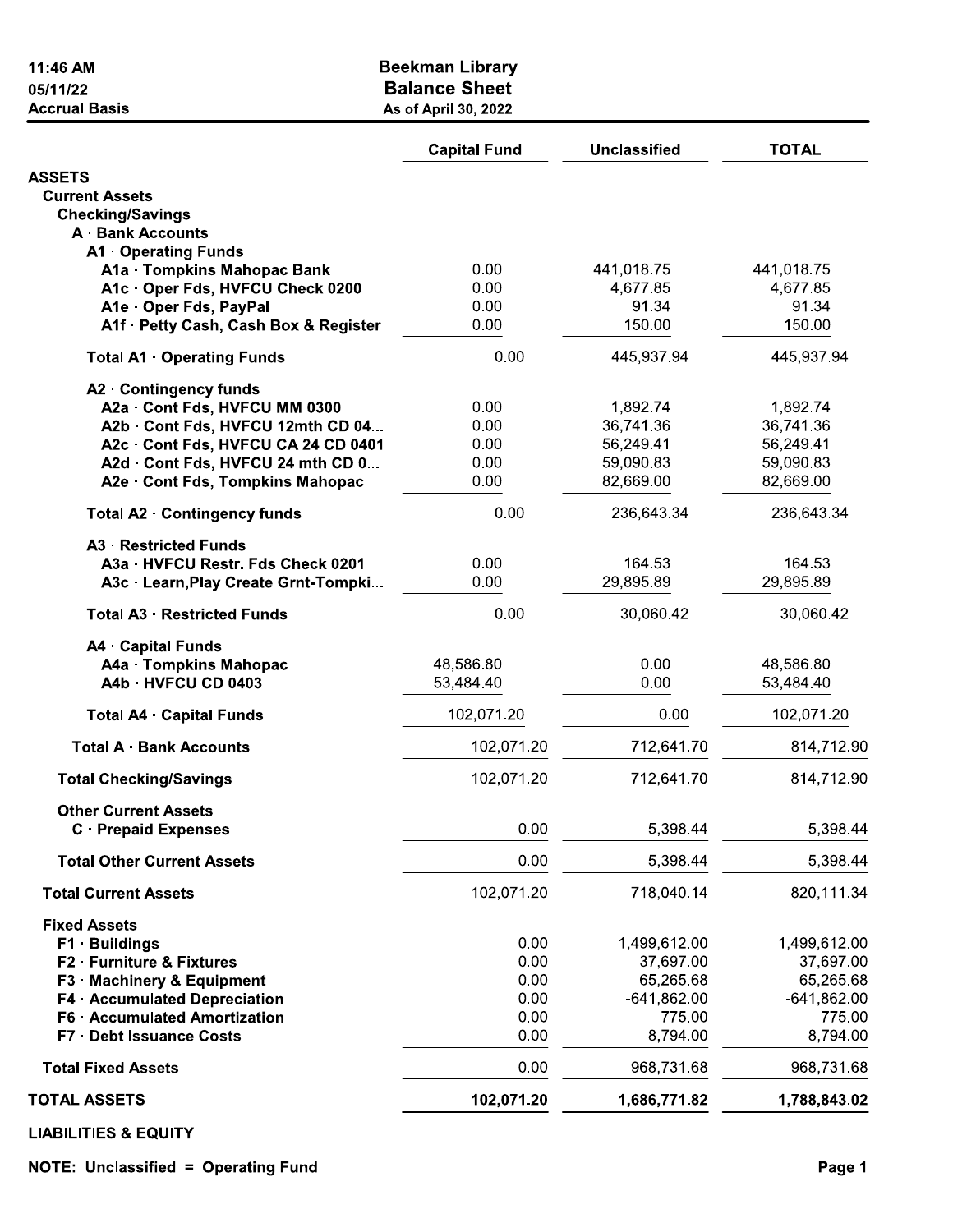11:46 AM
05/11/22
Accrual Basis

# Beekman Library
## Balance Sheet
As of April 30, 2022

| | Capital Fund | Unclassified | TOTAL |
|---|---|---|---|
| **ASSETS** | | | |
| **Current Assets** | | | |
| **Checking/Savings** | | | |
| **A · Bank Accounts** | | | |
| **A1 · Operating Funds** | | | |
| **A1a · Tompkins Mahopac Bank** | 0.00 | 441,018.75 | 441,018.75 |
| **A1c · Oper Fds, HVFCU Check 0200** | 0.00 | 4,677.85 | 4,677.85 |
| **A1e · Oper Fds, PayPal** | 0.00 | 91.34 | 91.34 |
| **A1f · Petty Cash, Cash Box & Register** | 0.00 | 150.00 | 150.00 |
| **Total A1 · Operating Funds** | 0.00 | 445,937.94 | 445,937.94 |
| **A2 · Contingency funds** | | | |
| **A2a · Cont Fds, HVFCU MM 0300** | 0.00 | 1,892.74 | 1,892.74 |
| **A2b · Cont Fds, HVFCU 12mth CD 04...** | 0.00 | 36,741.36 | 36,741.36 |
| **A2c · Cont Fds, HVFCU CA 24 CD 0401** | 0.00 | 56,249.41 | 56,249.41 |
| **A2d · Cont Fds, HVFCU 24 mth CD 0...** | 0.00 | 59,090.83 | 59,090.83 |
| **A2e · Cont Fds, Tompkins Mahopac** | 0.00 | 82,669.00 | 82,669.00 |
| **Total A2 · Contingency funds** | 0.00 | 236,643.34 | 236,643.34 |
| **A3 · Restricted Funds** | | | |
| **A3a · HVFCU Restr. Fds Check 0201** | 0.00 | 164.53 | 164.53 |
| **A3c · Learn,Play Create Grnt-Tompki...** | 0.00 | 29,895.89 | 29,895.89 |
| **Total A3 · Restricted Funds** | 0.00 | 30,060.42 | 30,060.42 |
| **A4 · Capital Funds** | | | |
| **A4a · Tompkins Mahopac** | 48,586.80 | 0.00 | 48,586.80 |
| **A4b · HVFCU CD 0403** | 53,484.40 | 0.00 | 53,484.40 |
| **Total A4 · Capital Funds** | 102,071.20 | 0.00 | 102,071.20 |
| **Total A · Bank Accounts** | 102,071.20 | 712,641.70 | 814,712.90 |
| **Total Checking/Savings** | 102,071.20 | 712,641.70 | 814,712.90 |
| **Other Current Assets** | | | |
| **C · Prepaid Expenses** | 0.00 | 5,398.44 | 5,398.44 |
| **Total Other Current Assets** | 0.00 | 5,398.44 | 5,398.44 |
| **Total Current Assets** | 102,071.20 | 718,040.14 | 820,111.34 |
| **Fixed Assets** | | | |
| **F1 · Buildings** | 0.00 | 1,499,612.00 | 1,499,612.00 |
| **F2 · Furniture & Fixtures** | 0.00 | 37,697.00 | 37,697.00 |
| **F3 · Machinery & Equipment** | 0.00 | 65,265.68 | 65,265.68 |
| **F4 · Accumulated Depreciation** | 0.00 | -641,862.00 | -641,862.00 |
| **F6 · Accumulated Amortization** | 0.00 | -775.00 | -775.00 |
| **F7 · Debt Issuance Costs** | 0.00 | 8,794.00 | 8,794.00 |
| **Total Fixed Assets** | 0.00 | 968,731.68 | 968,731.68 |
| **TOTAL ASSETS** | **102,071.20** | **1,686,771.82** | **1,788,843.02** |
| **LIABILITIES & EQUITY** | | | |

**NOTE: Unclassified = Operating Fund**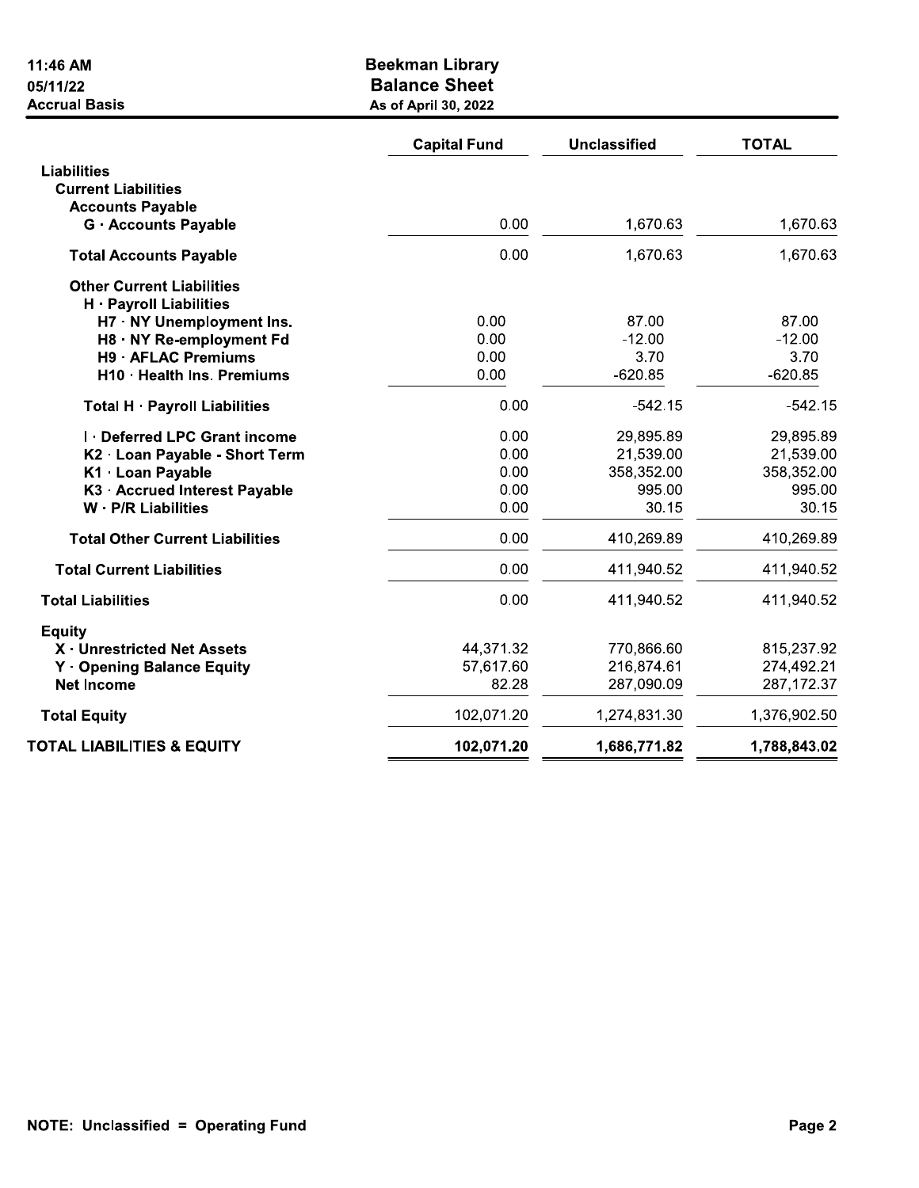11:46 AM
05/11/22
Accrual Basis

# Beekman Library
## Balance Sheet
As of April 30, 2022

| | Capital Fund | Unclassified | TOTAL |
|---|---|---|---|
| **Liabilities** | | | |
| **Current Liabilities** | | | |
| **Accounts Payable** | | | |
| **G · Accounts Payable** | 0.00 | 1,670.63 | 1,670.63 |
| **Total Accounts Payable** | 0.00 | 1,670.63 | 1,670.63 |
| **Other Current Liabilities** | | | |
| **H · Payroll Liabilities** | | | |
| **H7 · NY Unemployment Ins.** | 0.00 | 87.00 | 87.00 |
| **H8 · NY Re-employment Fd** | 0.00 | -12.00 | -12.00 |
| **H9 · AFLAC Premiums** | 0.00 | 3.70 | 3.70 |
| **H10 · Health Ins. Premiums** | 0.00 | -620.85 | -620.85 |
| **Total H · Payroll Liabilities** | 0.00 | -542.15 | -542.15 |
| **I · Deferred LPC Grant income** | 0.00 | 29,895.89 | 29,895.89 |
| **K2 · Loan Payable - Short Term** | 0.00 | 21,539.00 | 21,539.00 |
| **K1 · Loan Payable** | 0.00 | 358,352.00 | 358,352.00 |
| **K3 · Accrued Interest Payable** | 0.00 | 995.00 | 995.00 |
| **W · P/R Liabilities** | 0.00 | 30.15 | 30.15 |
| **Total Other Current Liabilities** | 0.00 | 410,269.89 | 410,269.89 |
| **Total Current Liabilities** | 0.00 | 411,940.52 | 411,940.52 |
| **Total Liabilities** | 0.00 | 411,940.52 | 411,940.52 |
| **Equity** | | | |
| **X · Unrestricted Net Assets** | 44,371.32 | 770,866.60 | 815,237.92 |
| **Y · Opening Balance Equity** | 57,617.60 | 216,874.61 | 274,492.21 |
| **Net Income** | 82.28 | 287,090.09 | 287,172.37 |
| **Total Equity** | 102,071.20 | 1,274,831.30 | 1,376,902.50 |
| **TOTAL LIABILITIES & EQUITY** | **102,071.20** | **1,686,771.82** | **1,788,843.02** |

**NOTE: Unclassified = Operating Fund**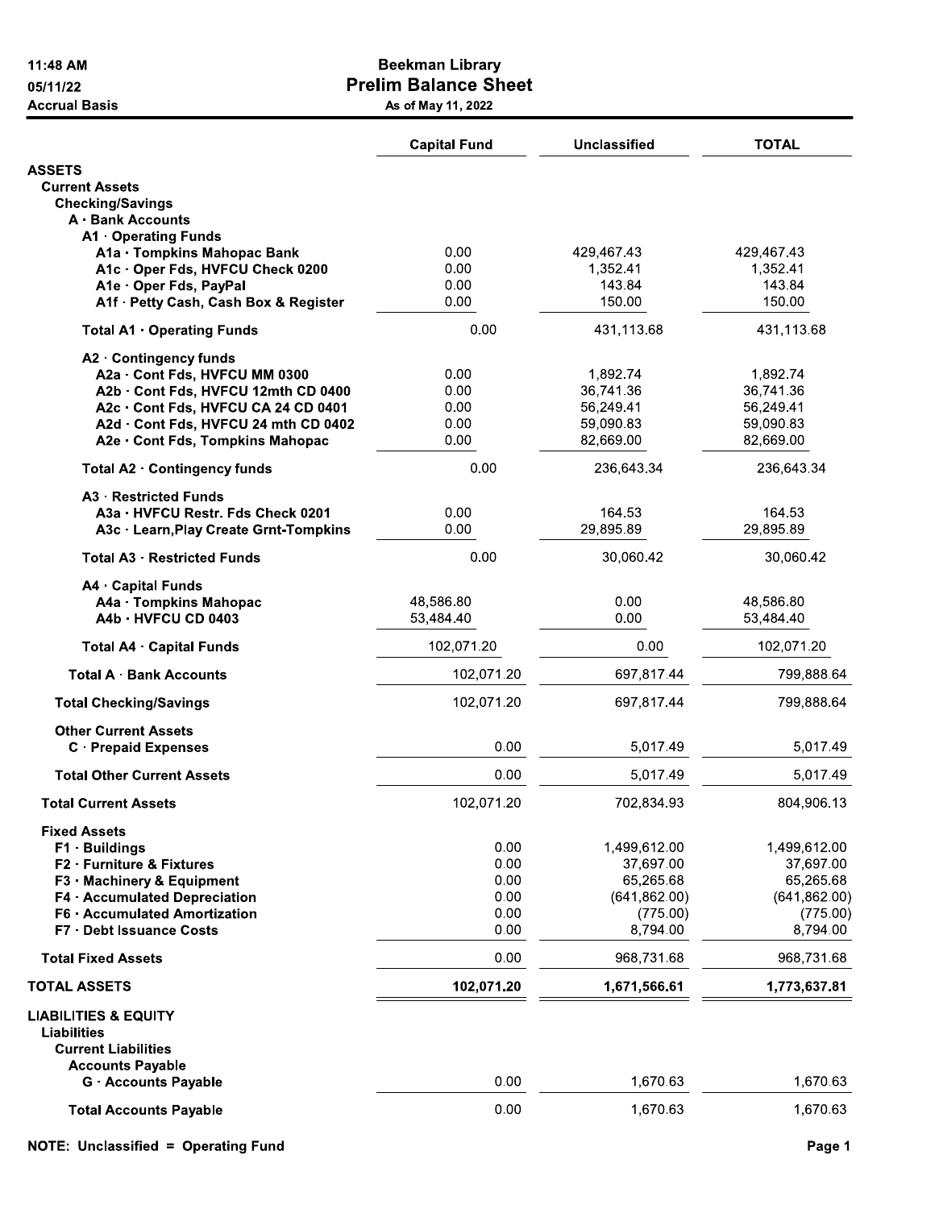11:48 AM
05/11/22
Accrual Basis

# Beekman Library
## Prelim Balance Sheet
As of May 11, 2022

| | Capital Fund | Unclassified | TOTAL |
|---|---|---|---|
| **ASSETS** | | | |
| **Current Assets** | | | |
| **Checking/Savings** | | | |
| **A · Bank Accounts** | | | |
| **A1 · Operating Funds** | | | |
| **A1a · Tompkins Mahopac Bank** | 0.00 | 429,467.43 | 429,467.43 |
| **A1c · Oper Fds, HVFCU Check 0200** | 0.00 | 1,352.41 | 1,352.41 |
| **A1e · Oper Fds, PayPal** | 0.00 | 143.84 | 143.84 |
| **A1f · Petty Cash, Cash Box & Register** | 0.00 | 150.00 | 150.00 |
| **Total A1 · Operating Funds** | 0.00 | 431,113.68 | 431,113.68 |
| **A2 · Contingency funds** | | | |
| **A2a · Cont Fds, HVFCU MM 0300** | 0.00 | 1,892.74 | 1,892.74 |
| **A2b · Cont Fds, HVFCU 12mth CD 0400** | 0.00 | 36,741.36 | 36,741.36 |
| **A2c · Cont Fds, HVFCU CA 24 CD 0401** | 0.00 | 56,249.41 | 56,249.41 |
| **A2d · Cont Fds, HVFCU 24 mth CD 0402** | 0.00 | 59,090.83 | 59,090.83 |
| **A2e · Cont Fds, Tompkins Mahopac** | 0.00 | 82,669.00 | 82,669.00 |
| **Total A2 · Contingency funds** | 0.00 | 236,643.34 | 236,643.34 |
| **A3 · Restricted Funds** | | | |
| **A3a · HVFCU Restr. Fds Check 0201** | 0.00 | 164.53 | 164.53 |
| **A3c · Learn,Play Create Grnt-Tompkins** | 0.00 | 29,895.89 | 29,895.89 |
| **Total A3 · Restricted Funds** | 0.00 | 30,060.42 | 30,060.42 |
| **A4 · Capital Funds** | | | |
| **A4a · Tompkins Mahopac** | 48,586.80 | 0.00 | 48,586.80 |
| **A4b · HVFCU CD 0403** | 53,484.40 | 0.00 | 53,484.40 |
| **Total A4 · Capital Funds** | 102,071.20 | 0.00 | 102,071.20 |
| **Total A · Bank Accounts** | 102,071.20 | 697,817.44 | 799,888.64 |
| **Total Checking/Savings** | 102,071.20 | 697,817.44 | 799,888.64 |
| **Other Current Assets** | | | |
| **C · Prepaid Expenses** | 0.00 | 5,017.49 | 5,017.49 |
| **Total Other Current Assets** | 0.00 | 5,017.49 | 5,017.49 |
| **Total Current Assets** | 102,071.20 | 702,834.93 | 804,906.13 |
| **Fixed Assets** | | | |
| **F1 · Buildings** | 0.00 | 1,499,612.00 | 1,499,612.00 |
| **F2 · Furniture & Fixtures** | 0.00 | 37,697.00 | 37,697.00 |
| **F3 · Machinery & Equipment** | 0.00 | 65,265.68 | 65,265.68 |
| **F4 · Accumulated Depreciation** | 0.00 | (641,862.00) | (641,862.00) |
| **F6 · Accumulated Amortization** | 0.00 | (775.00) | (775.00) |
| **F7 · Debt Issuance Costs** | 0.00 | 8,794.00 | 8,794.00 |
| **Total Fixed Assets** | 0.00 | 968,731.68 | 968,731.68 |
| **TOTAL ASSETS** | **102,071.20** | **1,671,566.61** | **1,773,637.81** |
| **LIABILITIES & EQUITY** | | | |
| **Liabilities** | | | |
| **Current Liabilities** | | | |
| **Accounts Payable** | | | |
| **G · Accounts Payable** | 0.00 | 1,670.63 | 1,670.63 |
| **Total Accounts Payable** | 0.00 | 1,670.63 | 1,670.63 |

**NOTE: Unclassified = Operating Fund**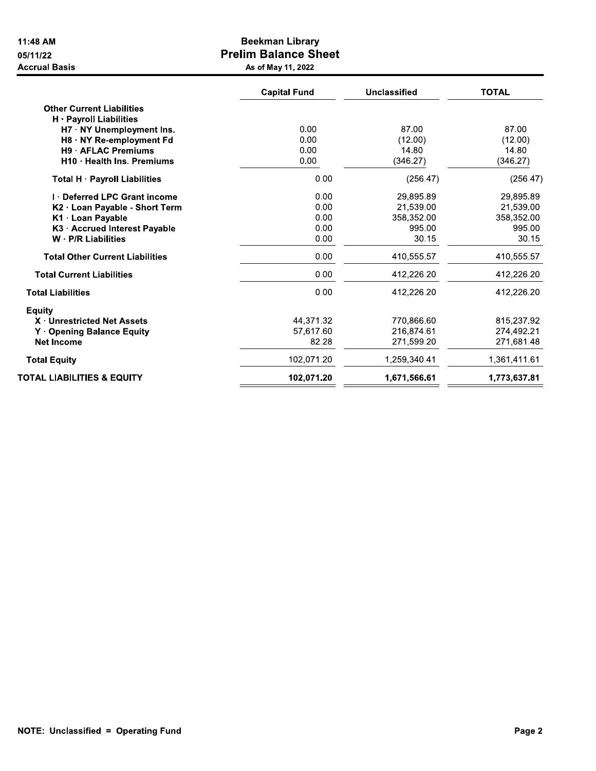**Beekman Library**

**Prelim Balance Sheet**

As of May 11, 2022

11:48 AM
05/11/22
Accrual Basis

| | Capital Fund | Unclassified | TOTAL |
|---|---|---|---|
| **Other Current Liabilities** | | | |
| **H · Payroll Liabilities** | | | |
| **H7 · NY Unemployment Ins.** | 0.00 | 87.00 | 87.00 |
| **H8 · NY Re-employment Fd** | 0.00 | (12.00) | (12.00) |
| **H9 · AFLAC Premiums** | 0.00 | 14.80 | 14.80 |
| **H10 · Health Ins. Premiums** | 0.00 | (346.27) | (346.27) |
| **Total H · Payroll Liabilities** | 0.00 | (256.47) | (256.47) |
| **I · Deferred LPC Grant income** | 0.00 | 29,895.89 | 29,895.89 |
| **K2 · Loan Payable - Short Term** | 0.00 | 21,539.00 | 21,539.00 |
| **K1 · Loan Payable** | 0.00 | 358,352.00 | 358,352.00 |
| **K3 · Accrued Interest Payable** | 0.00 | 995.00 | 995.00 |
| **W · P/R Liabilities** | 0.00 | 30.15 | 30.15 |
| **Total Other Current Liabilities** | 0.00 | 410,555.57 | 410,555.57 |
| **Total Current Liabilities** | 0.00 | 412,226.20 | 412,226.20 |
| **Total Liabilities** | 0.00 | 412,226.20 | 412,226.20 |
| **Equity** | | | |
| **X · Unrestricted Net Assets** | 44,371.32 | 770,866.60 | 815,237.92 |
| **Y · Opening Balance Equity** | 57,617.60 | 216,874.61 | 274,492.21 |
| **Net Income** | 82.28 | 271,599.20 | 271,681.48 |
| **Total Equity** | 102,071.20 | 1,259,340.41 | 1,361,411.61 |
| **TOTAL LIABILITIES & EQUITY** | **102,071.20** | **1,671,566.61** | **1,773,637.81** |

**NOTE: Unclassified = Operating Fund**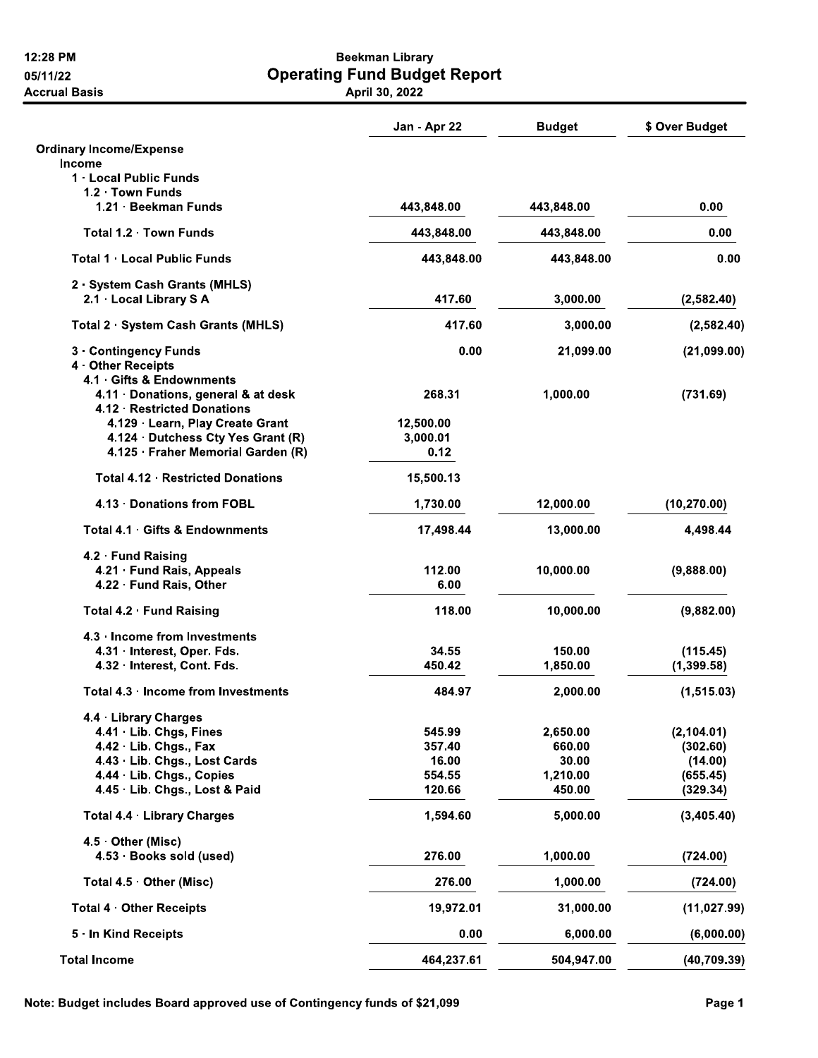12:28 PM
05/11/22
Accrual Basis

## Beekman Library
# Operating Fund Budget Report
April 30, 2022

| | Jan - Apr 22 | Budget | $ Over Budget |
|---|---|---|---|
| **Ordinary Income/Expense** | | | |
| **Income** | | | |
| **1 · Local Public Funds** | | | |
| **1.2 · Town Funds** | | | |
| 1.21 · Beekman Funds | 443,848.00 | 443,848.00 | 0.00 |
| **Total 1.2 · Town Funds** | 443,848.00 | 443,848.00 | 0.00 |
| **Total 1 · Local Public Funds** | 443,848.00 | 443,848.00 | 0.00 |
| **2 · System Cash Grants (MHLS)** | | | |
| 2.1 · Local Library S A | 417.60 | 3,000.00 | (2,582.40) |
| **Total 2 · System Cash Grants (MHLS)** | 417.60 | 3,000.00 | (2,582.40) |
| **3 · Contingency Funds** | 0.00 | 21,099.00 | (21,099.00) |
| **4 · Other Receipts** | | | |
| **4.1 · Gifts & Endownments** | | | |
| 4.11 · Donations, general & at desk | 268.31 | 1,000.00 | (731.69) |
| 4.12 · Restricted Donations | | | |
| 4.129 · Learn, Play Create Grant | 12,500.00 | | |
| 4.124 · Dutchess Cty Yes Grant (R) | 3,000.01 | | |
| 4.125 · Fraher Memorial Garden (R) | 0.12 | | |
| **Total 4.12 · Restricted Donations** | 15,500.13 | | |
| 4.13 · Donations from FOBL | 1,730.00 | 12,000.00 | (10,270.00) |
| **Total 4.1 · Gifts & Endownments** | 17,498.44 | 13,000.00 | 4,498.44 |
| **4.2 · Fund Raising** | | | |
| 4.21 · Fund Rais, Appeals | 112.00 | 10,000.00 | (9,888.00) |
| 4.22 · Fund Rais, Other | 6.00 | | |
| **Total 4.2 · Fund Raising** | 118.00 | 10,000.00 | (9,882.00) |
| **4.3 · Income from Investments** | | | |
| 4.31 · Interest, Oper. Fds. | 34.55 | 150.00 | (115.45) |
| 4.32 · Interest, Cont. Fds. | 450.42 | 1,850.00 | (1,399.58) |
| **Total 4.3 · Income from Investments** | 484.97 | 2,000.00 | (1,515.03) |
| **4.4 · Library Charges** | | | |
| 4.41 · Lib. Chgs, Fines | 545.99 | 2,650.00 | (2,104.01) |
| 4.42 · Lib. Chgs., Fax | 357.40 | 660.00 | (302.60) |
| 4.43 · Lib. Chgs., Lost Cards | 16.00 | 30.00 | (14.00) |
| 4.44 · Lib. Chgs., Copies | 554.55 | 1,210.00 | (655.45) |
| 4.45 · Lib. Chgs., Lost & Paid | 120.66 | 450.00 | (329.34) |
| **Total 4.4 · Library Charges** | 1,594.60 | 5,000.00 | (3,405.40) |
| **4.5 · Other (Misc)** | | | |
| 4.53 · Books sold (used) | 276.00 | 1,000.00 | (724.00) |
| **Total 4.5 · Other (Misc)** | 276.00 | 1,000.00 | (724.00) |
| **Total 4 · Other Receipts** | 19,972.01 | 31,000.00 | (11,027.99) |
| **5 · In Kind Receipts** | 0.00 | 6,000.00 | (6,000.00) |
| **Total Income** | 464,237.61 | 504,947.00 | (40,709.39) |

**Note: Budget includes Board approved use of Contingency funds of $21,099**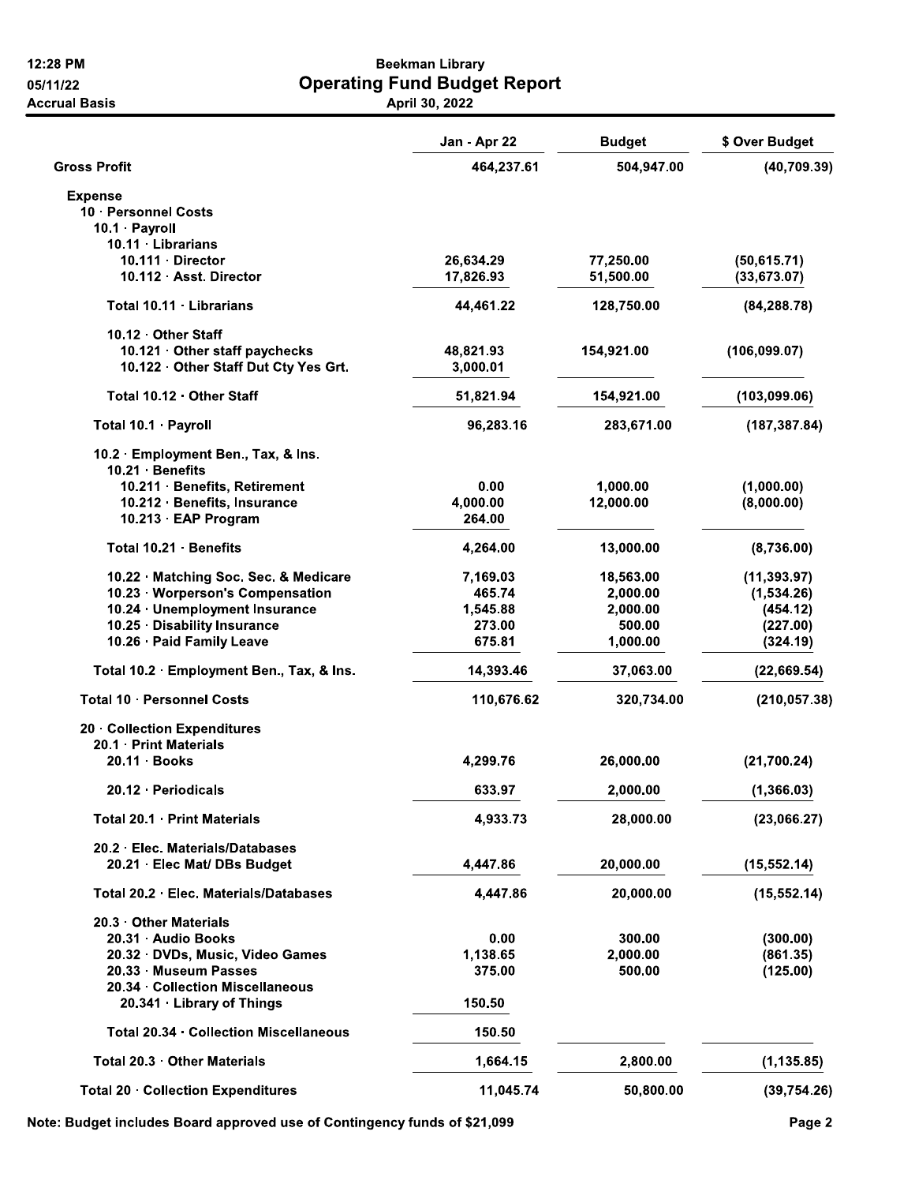12:28 PM
05/11/22
Accrual Basis

# Beekman Library
## Operating Fund Budget Report
April 30, 2022

| | Jan - Apr 22 | Budget | $ Over Budget |
|---|---|---|---|
| **Gross Profit** | 464,237.61 | 504,947.00 | (40,709.39) |
| **Expense** | | | |
| 10 · Personnel Costs | | | |
| 10.1 · Payroll | | | |
| 10.11 · Librarians | | | |
| 10.111 · Director | 26,634.29 | 77,250.00 | (50,615.71) |
| 10.112 · Asst. Director | 17,826.93 | 51,500.00 | (33,673.07) |
| Total 10.11 · Librarians | 44,461.22 | 128,750.00 | (84,288.78) |
| 10.12 · Other Staff | | | |
| 10.121 · Other staff paychecks | 48,821.93 | 154,921.00 | (106,099.07) |
| 10.122 · Other Staff Dut Cty Yes Grt. | 3,000.01 | | |
| Total 10.12 · Other Staff | 51,821.94 | 154,921.00 | (103,099.06) |
| Total 10.1 · Payroll | 96,283.16 | 283,671.00 | (187,387.84) |
| 10.2 · Employment Ben., Tax, & Ins. | | | |
| 10.21 · Benefits | | | |
| 10.211 · Benefits, Retirement | 0.00 | 1,000.00 | (1,000.00) |
| 10.212 · Benefits, Insurance | 4,000.00 | 12,000.00 | (8,000.00) |
| 10.213 · EAP Program | 264.00 | | |
| Total 10.21 · Benefits | 4,264.00 | 13,000.00 | (8,736.00) |
| 10.22 · Matching Soc. Sec. & Medicare | 7,169.03 | 18,563.00 | (11,393.97) |
| 10.23 · Worperson's Compensation | 465.74 | 2,000.00 | (1,534.26) |
| 10.24 · Unemployment Insurance | 1,545.88 | 2,000.00 | (454.12) |
| 10.25 · Disability Insurance | 273.00 | 500.00 | (227.00) |
| 10.26 · Paid Family Leave | 675.81 | 1,000.00 | (324.19) |
| Total 10.2 · Employment Ben., Tax, & Ins. | 14,393.46 | 37,063.00 | (22,669.54) |
| Total 10 · Personnel Costs | 110,676.62 | 320,734.00 | (210,057.38) |
| 20 · Collection Expenditures | | | |
| 20.1 · Print Materials | | | |
| 20.11 · Books | 4,299.76 | 26,000.00 | (21,700.24) |
| 20.12 · Periodicals | 633.97 | 2,000.00 | (1,366.03) |
| Total 20.1 · Print Materials | 4,933.73 | 28,000.00 | (23,066.27) |
| 20.2 · Elec. Materials/Databases | | | |
| 20.21 · Elec Mat/ DBs Budget | 4,447.86 | 20,000.00 | (15,552.14) |
| Total 20.2 · Elec. Materials/Databases | 4,447.86 | 20,000.00 | (15,552.14) |
| 20.3 · Other Materials | | | |
| 20.31 · Audio Books | 0.00 | 300.00 | (300.00) |
| 20.32 · DVDs, Music, Video Games | 1,138.65 | 2,000.00 | (861.35) |
| 20.33 · Museum Passes | 375.00 | 500.00 | (125.00) |
| 20.34 · Collection Miscellaneous | | | |
| 20.341 · Library of Things | 150.50 | | |
| Total 20.34 · Collection Miscellaneous | 150.50 | | |
| Total 20.3 · Other Materials | 1,664.15 | 2,800.00 | (1,135.85) |
| Total 20 · Collection Expenditures | 11,045.74 | 50,800.00 | (39,754.26) |

Note: Budget includes Board approved use of Contingency funds of $21,099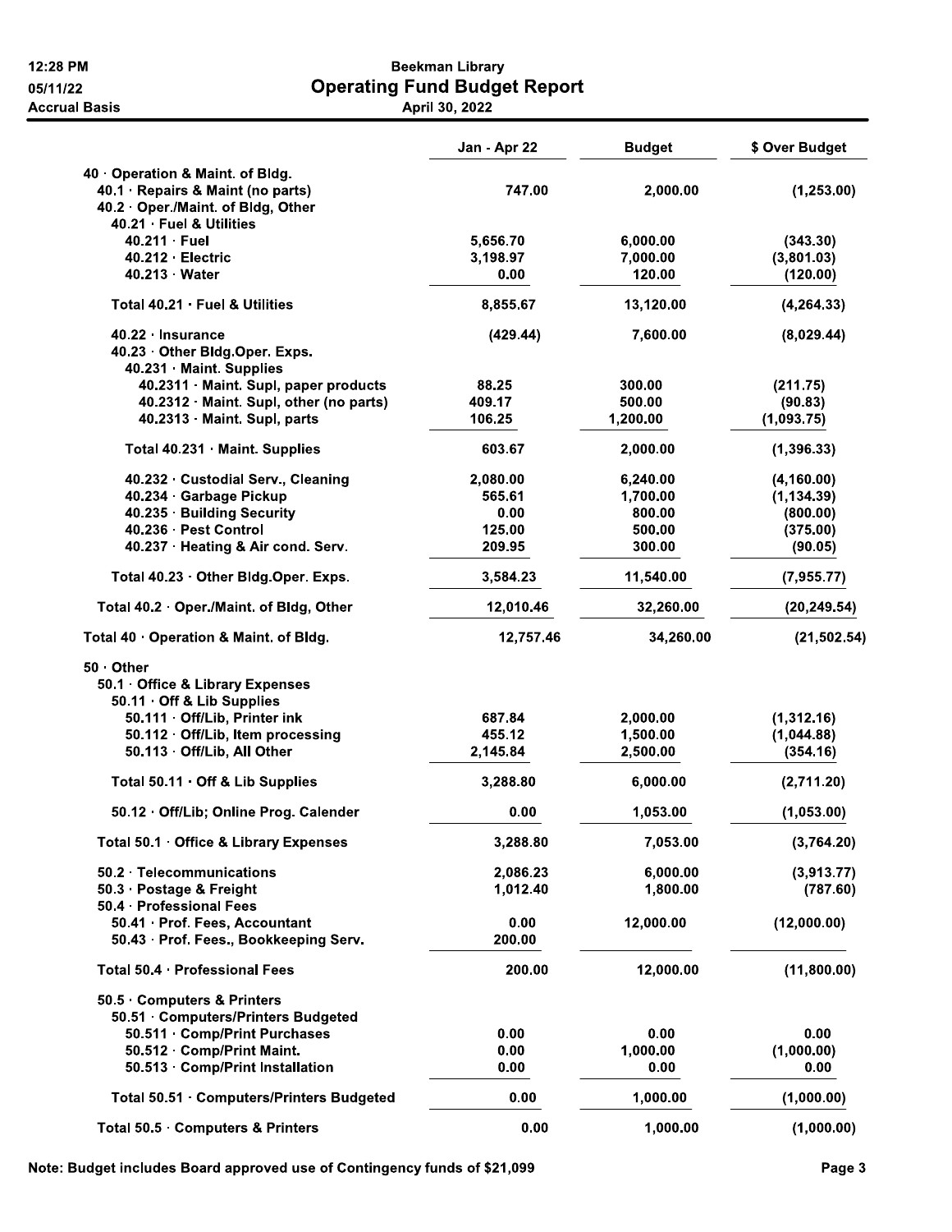# Beekman Library

## Operating Fund Budget Report

April 30, 2022

12:28 PM
05/11/22
Accrual Basis

| | Jan - Apr 22 | Budget | $ Over Budget |
|---|---|---|---|
| 40 · Operation & Maint. of Bldg. | | | |
| 40.1 · Repairs & Maint (no parts) | 747.00 | 2,000.00 | (1,253.00) |
| 40.2 · Oper./Maint. of Bldg, Other | | | |
| 40.21 · Fuel & Utilities | | | |
| 40.211 · Fuel | 5,656.70 | 6,000.00 | (343.30) |
| 40.212 · Electric | 3,198.97 | 7,000.00 | (3,801.03) |
| 40.213 · Water | 0.00 | 120.00 | (120.00) |
| Total 40.21 · Fuel & Utilities | 8,855.67 | 13,120.00 | (4,264.33) |
| 40.22 · Insurance | (429.44) | 7,600.00 | (8,029.44) |
| 40.23 · Other Bldg.Oper. Exps. | | | |
| 40.231 · Maint. Supplies | | | |
| 40.2311 · Maint. Supl, paper products | 88.25 | 300.00 | (211.75) |
| 40.2312 · Maint. Supl, other (no parts) | 409.17 | 500.00 | (90.83) |
| 40.2313 · Maint. Supl, parts | 106.25 | 1,200.00 | (1,093.75) |
| Total 40.231 · Maint. Supplies | 603.67 | 2,000.00 | (1,396.33) |
| 40.232 · Custodial Serv., Cleaning | 2,080.00 | 6,240.00 | (4,160.00) |
| 40.234 · Garbage Pickup | 565.61 | 1,700.00 | (1,134.39) |
| 40.235 · Building Security | 0.00 | 800.00 | (800.00) |
| 40.236 · Pest Control | 125.00 | 500.00 | (375.00) |
| 40.237 · Heating & Air cond. Serv. | 209.95 | 300.00 | (90.05) |
| Total 40.23 · Other Bldg.Oper. Exps. | 3,584.23 | 11,540.00 | (7,955.77) |
| Total 40.2 · Oper./Maint. of Bldg, Other | 12,010.46 | 32,260.00 | (20,249.54) |
| Total 40 · Operation & Maint. of Bldg. | 12,757.46 | 34,260.00 | (21,502.54) |
| 50 · Other | | | |
| 50.1 · Office & Library Expenses | | | |
| 50.11 · Off & Lib Supplies | | | |
| 50.111 · Off/Lib, Printer ink | 687.84 | 2,000.00 | (1,312.16) |
| 50.112 · Off/Lib, Item processing | 455.12 | 1,500.00 | (1,044.88) |
| 50.113 · Off/Lib, All Other | 2,145.84 | 2,500.00 | (354.16) |
| Total 50.11 · Off & Lib Supplies | 3,288.80 | 6,000.00 | (2,711.20) |
| 50.12 · Off/Lib; Online Prog. Calender | 0.00 | 1,053.00 | (1,053.00) |
| Total 50.1 · Office & Library Expenses | 3,288.80 | 7,053.00 | (3,764.20) |
| 50.2 · Telecommunications | 2,086.23 | 6,000.00 | (3,913.77) |
| 50.3 · Postage & Freight | 1,012.40 | 1,800.00 | (787.60) |
| 50.4 · Professional Fees | | | |
| 50.41 · Prof. Fees, Accountant | 0.00 | 12,000.00 | (12,000.00) |
| 50.43 · Prof. Fees., Bookkeeping Serv. | 200.00 | | |
| Total 50.4 · Professional Fees | 200.00 | 12,000.00 | (11,800.00) |
| 50.5 · Computers & Printers | | | |
| 50.51 · Computers/Printers Budgeted | | | |
| 50.511 · Comp/Print Purchases | 0.00 | 0.00 | 0.00 |
| 50.512 · Comp/Print Maint. | 0.00 | 1,000.00 | (1,000.00) |
| 50.513 · Comp/Print Installation | 0.00 | 0.00 | 0.00 |
| Total 50.51 · Computers/Printers Budgeted | 0.00 | 1,000.00 | (1,000.00) |
| Total 50.5 · Computers & Printers | 0.00 | 1,000.00 | (1,000.00) |

Note: Budget includes Board approved use of Contingency funds of $21,099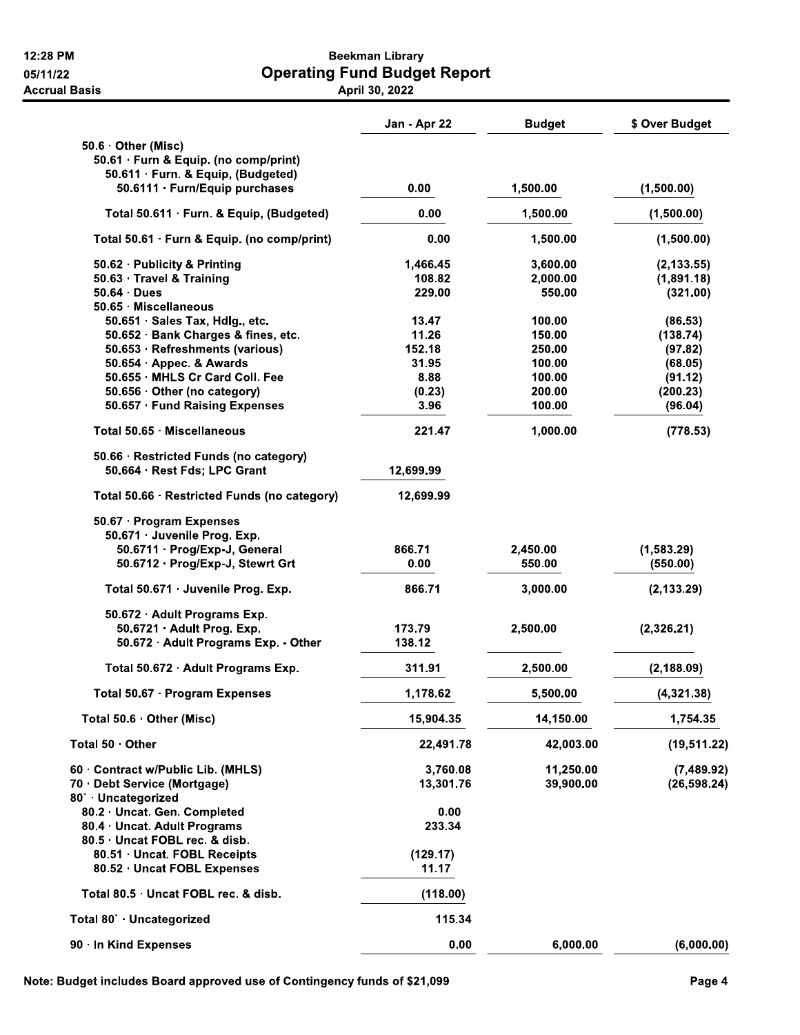# Beekman Library

## Operating Fund Budget Report

April 30, 2022

12:28 PM
05/11/22
Accrual Basis

| | Jan - Apr 22 | Budget | $ Over Budget |
|---|---|---|---|
| 50.6 · Other (Misc) | | | |
| 50.61 · Furn & Equip. (no comp/print) | | | |
| 50.611 · Furn. & Equip, (Budgeted) | | | |
| 50.6111 · Furn/Equip purchases | 0.00 | 1,500.00 | (1,500.00) |
| Total 50.611 · Furn. & Equip, (Budgeted) | 0.00 | 1,500.00 | (1,500.00) |
| Total 50.61 · Furn & Equip. (no comp/print) | 0.00 | 1,500.00 | (1,500.00) |
| 50.62 · Publicity & Printing | 1,466.45 | 3,600.00 | (2,133.55) |
| 50.63 · Travel & Training | 108.82 | 2,000.00 | (1,891.18) |
| 50.64 · Dues | 229.00 | 550.00 | (321.00) |
| 50.65 · Miscellaneous | | | |
| 50.651 · Sales Tax, Hdlg., etc. | 13.47 | 100.00 | (86.53) |
| 50.652 · Bank Charges & fines, etc. | 11.26 | 150.00 | (138.74) |
| 50.653 · Refreshments (various) | 152.18 | 250.00 | (97.82) |
| 50.654 · Appec. & Awards | 31.95 | 100.00 | (68.05) |
| 50.655 · MHLS Cr Card Coll. Fee | 8.88 | 100.00 | (91.12) |
| 50.656 · Other (no category) | (0.23) | 200.00 | (200.23) |
| 50.657 · Fund Raising Expenses | 3.96 | 100.00 | (96.04) |
| Total 50.65 · Miscellaneous | 221.47 | 1,000.00 | (778.53) |
| 50.66 · Restricted Funds (no category) | | | |
| 50.664 · Rest Fds; LPC Grant | 12,699.99 | | |
| Total 50.66 · Restricted Funds (no category) | 12,699.99 | | |
| 50.67 · Program Expenses | | | |
| 50.671 · Juvenile Prog. Exp. | | | |
| 50.6711 · Prog/Exp-J, General | 866.71 | 2,450.00 | (1,583.29) |
| 50.6712 · Prog/Exp-J, Stewrt Grt | 0.00 | 550.00 | (550.00) |
| Total 50.671 · Juvenile Prog. Exp. | 866.71 | 3,000.00 | (2,133.29) |
| 50.672 · Adult Programs Exp. | | | |
| 50.6721 · Adult Prog. Exp. | 173.79 | 2,500.00 | (2,326.21) |
| 50.672 · Adult Programs Exp. - Other | 138.12 | | |
| Total 50.672 · Adult Programs Exp. | 311.91 | 2,500.00 | (2,188.09) |
| Total 50.67 · Program Expenses | 1,178.62 | 5,500.00 | (4,321.38) |
| Total 50.6 · Other (Misc) | 15,904.35 | 14,150.00 | 1,754.35 |
| Total 50 · Other | 22,491.78 | 42,003.00 | (19,511.22) |
| 60 · Contract w/Public Lib. (MHLS) | 3,760.08 | 11,250.00 | (7,489.92) |
| 70 · Debt Service (Mortgage) | 13,301.76 | 39,900.00 | (26,598.24) |
| 80` · Uncategorized | | | |
| 80.2 · Uncat. Gen. Completed | 0.00 | | |
| 80.4 · Uncat. Adult Programs | 233.34 | | |
| 80.5 · Uncat FOBL rec. & disb. | | | |
| 80.51 · Uncat. FOBL Receipts | (129.17) | | |
| 80.52 · Uncat FOBL Expenses | 11.17 | | |
| Total 80.5 · Uncat FOBL rec. & disb. | (118.00) | | |
| Total 80` · Uncategorized | 115.34 | | |
| 90 · In Kind Expenses | 0.00 | 6,000.00 | (6,000.00) |

Note: Budget includes Board approved use of Contingency funds of $21,099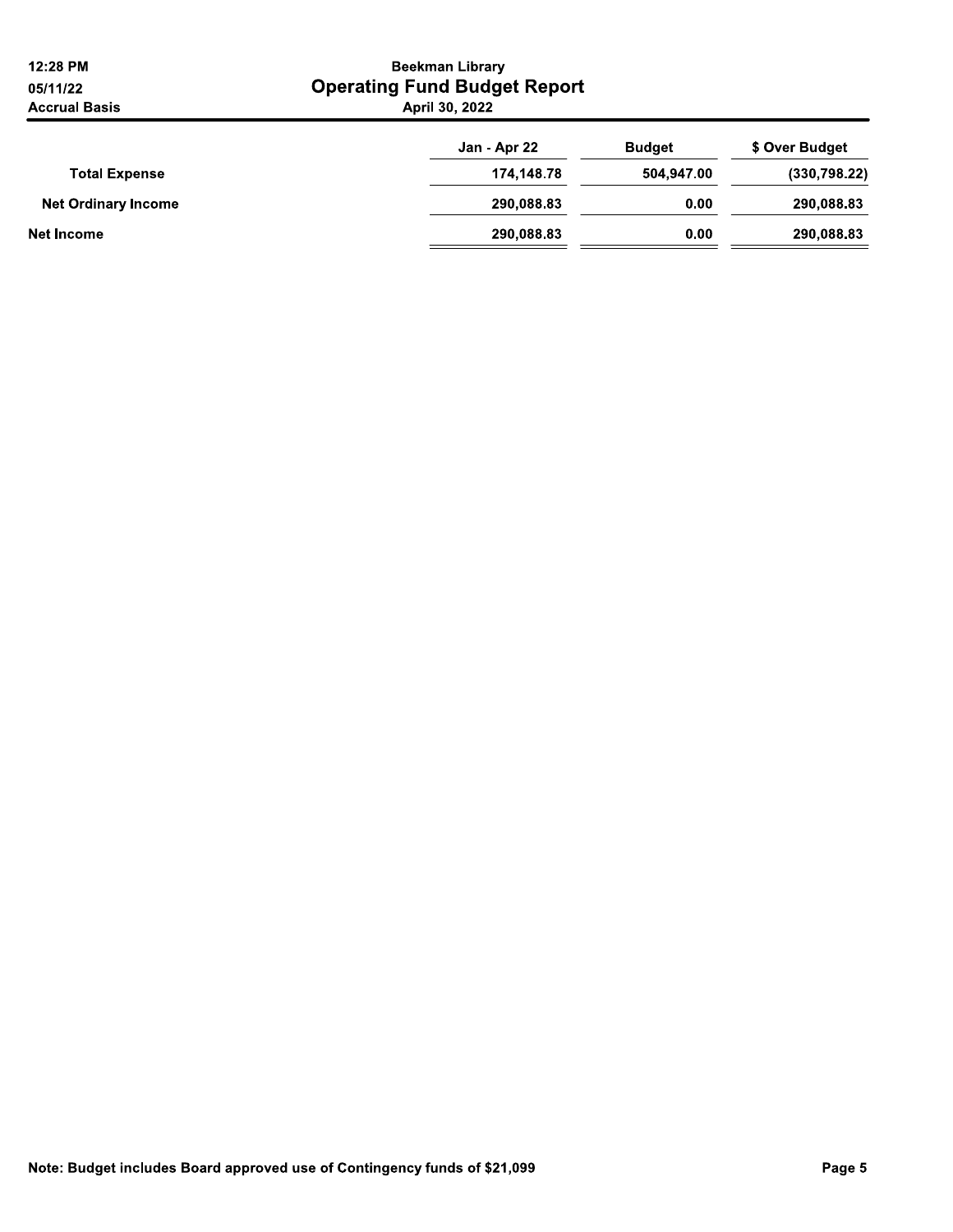| | Jan - Apr 22 | Budget | $ Over Budget |
| --- | --- | --- | --- |
| Total Expense | 174,148.78 | 504,947.00 | (330,798.22) |
| Net Ordinary Income | 290,088.83 | 0.00 | 290,088.83 |
| Net Income | 290,088.83 | 0.00 | 290,088.83 |

Note: Budget includes Board approved use of Contingency funds of $21,099